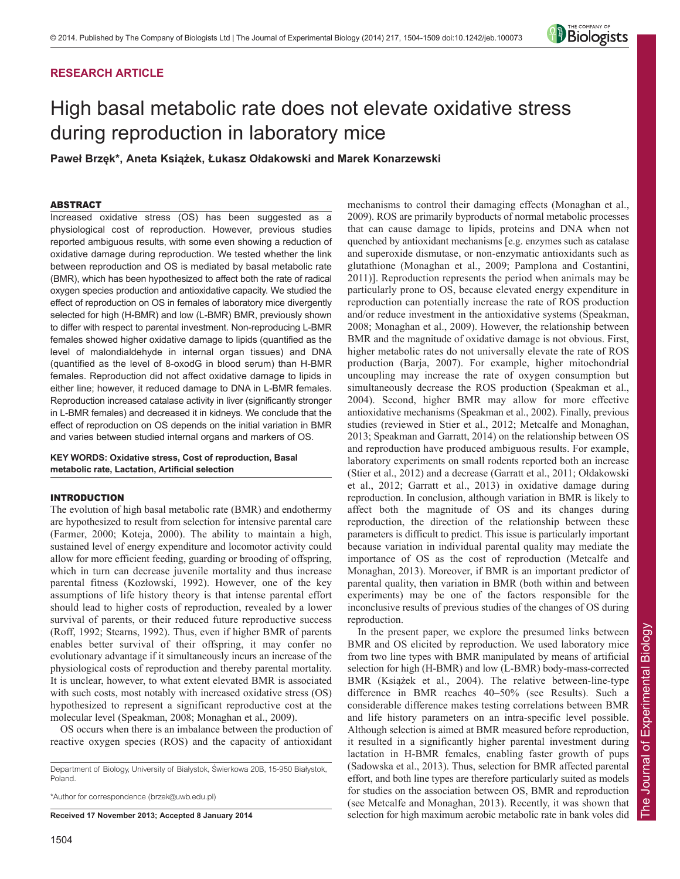RESEARCH ARTICLE

# High basal metabolic rate does not elevate oxidative stress during reproduction in laboratory mice

**Paweł Brzęk*, Aneta Książek, Łukasz Ołdakowski and Marek Konarzewski**

## ABSTRACT

Increased oxidative stress (OS) has been suggested as a physiological cost of reproduction. However, previous studies reported ambiguous results, with some even showing a reduction of oxidative damage during reproduction. We tested whether the link between reproduction and OS is mediated by basal metabolic rate (BMR), which has been hypothesized to affect both the rate of radical oxygen species production and antioxidative capacity. We studied the effect of reproduction on OS in females of laboratory mice divergently selected for high (H-BMR) and low (L-BMR) BMR, previously shown to differ with respect to parental investment. Non-reproducing L-BMR females showed higher oxidative damage to lipids (quantified as the level of malondialdehyde in internal organ tissues) and DNA (quantified as the level of 8-oxodG in blood serum) than H-BMR females. Reproduction did not affect oxidative damage to lipids in either line; however, it reduced damage to DNA in L-BMR females. Reproduction increased catalase activity in liver (significantly stronger in L-BMR females) and decreased it in kidneys. We conclude that the effect of reproduction on OS depends on the initial variation in BMR and varies between studied internal organs and markers of OS.

**KEY WORDS: Oxidative stress, Cost of reproduction, Basal metabolic rate, Lactation, Artificial selection**

## INTRODUCTION

The evolution of high basal metabolic rate (BMR) and endothermy are hypothesized to result from selection for intensive parental care (Farmer, 2000; Koteja, 2000). The ability to maintain a high, sustained level of energy expenditure and locomotor activity could allow for more efficient feeding, guarding or brooding of offspring, which in turn can decrease juvenile mortality and thus increase parental fitness (Kozłowski, 1992). However, one of the key assumptions of life history theory is that intense parental effort should lead to higher costs of reproduction, revealed by a lower survival of parents, or their reduced future reproductive success (Roff, 1992; Stearns, 1992). Thus, even if higher BMR of parents enables better survival of their offspring, it may confer no evolutionary advantage if it simultaneously incurs an increase of the physiological costs of reproduction and thereby parental mortality. It is unclear, however, to what extent elevated BMR is associated with such costs, most notably with increased oxidative stress (OS) hypothesized to represent a significant reproductive cost at the molecular level (Speakman, 2008; Monaghan et al., 2009).

OS occurs when there is an imbalance between the production of reactive oxygen species (ROS) and the capacity of antioxidant mechanisms to control their damaging effects (Monaghan et al., 2009). ROS are primarily byproducts of normal metabolic processes that can cause damage to lipids, proteins and DNA when not quenched by antioxidant mechanisms [e.g. enzymes such as catalase and superoxide dismutase, or non-enzymatic antioxidants such as glutathione (Monaghan et al., 2009; Pamplona and Costantini, 2011)]. Reproduction represents the period when animals may be particularly prone to OS, because elevated energy expenditure in reproduction can potentially increase the rate of ROS production and/or reduce investment in the antioxidative systems (Speakman, 2008; Monaghan et al., 2009). However, the relationship between BMR and the magnitude of oxidative damage is not obvious. First, higher metabolic rates do not universally elevate the rate of ROS production (Barja, 2007). For example, higher mitochondrial uncoupling may increase the rate of oxygen consumption but simultaneously decrease the ROS production (Speakman et al., 2004). Second, higher BMR may allow for more effective antioxidative mechanisms (Speakman et al., 2002). Finally, previous studies (reviewed in Stier et al., 2012; Metcalfe and Monaghan, 2013; Speakman and Garratt, 2014) on the relationship between OS and reproduction have produced ambiguous results. For example, laboratory experiments on small rodents reported both an increase (Stier et al., 2012) and a decrease (Garratt et al., 2011; Ołdakowski et al., 2012; Garratt et al., 2013) in oxidative damage during reproduction. In conclusion, although variation in BMR is likely to affect both the magnitude of OS and its changes during reproduction, the direction of the relationship between these parameters is difficult to predict. This issue is particularly important because variation in individual parental quality may mediate the importance of OS as the cost of reproduction (Metcalfe and Monaghan, 2013). Moreover, if BMR is an important predictor of parental quality, then variation in BMR (both within and between experiments) may be one of the factors responsible for the inconclusive results of previous studies of the changes of OS during reproduction.

In the present paper, we explore the presumed links between BMR and OS elicited by reproduction. We used laboratory mice from two line types with BMR manipulated by means of artificial selection for high (H-BMR) and low (L-BMR) body-mass-corrected BMR (Książek et al., 2004). The relative between-line-type difference in BMR reaches 40–50% (see Results). Such a considerable difference makes testing correlations between BMR and life history parameters on an intra-specific level possible. Although selection is aimed at BMR measured before reproduction, it resulted in a significantly higher parental investment during lactation in H-BMR females, enabling faster growth of pups (Sadowska et al., 2013). Thus, selection for BMR affected parental effort, and both line types are therefore particularly suited as models for studies on the association between OS, BMR and reproduction (see Metcalfe and Monaghan, 2013). Recently, it was shown that selection for high maximum aerobic metabolic rate in bank voles did

Department of Biology, University of Białystok, Świerkowa 20B, 15-950 Białystok, Poland.

*Author for correspondence (brzek@uwb.edu.pl)

**Received 17 November 2013; Accepted 8 January 2014**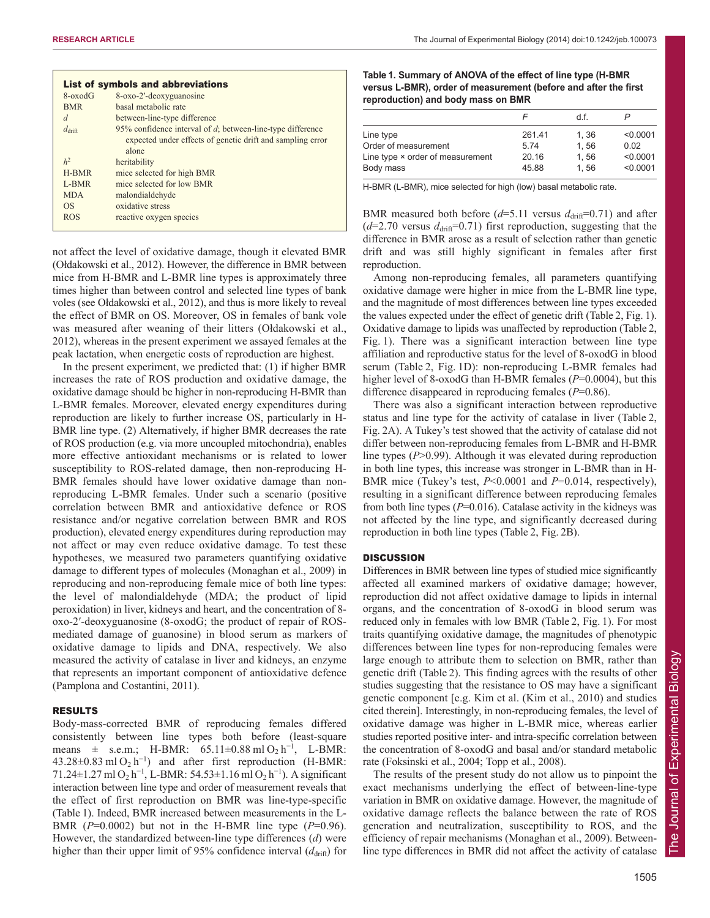**List of symbols and abbreviations**

| | |
|---|---|
| 8-oxodG | 8-oxo-2′-deoxyguanosine |
| BMR | basal metabolic rate |
| $d$ | between-line-type difference |
| $d_{drift}$ | 95% confidence interval of $d$; between-line-type difference expected under effects of genetic drift and sampling error alone |
| $h^2$ | heritability |
| H-BMR | mice selected for high BMR |
| L-BMR | mice selected for low BMR |
| MDA | malondialdehyde |
| OS | oxidative stress |
| ROS | reactive oxygen species |

not affect the level of oxidative damage, though it elevated BMR (Ołdakowski et al., 2012). However, the difference in BMR between mice from H-BMR and L-BMR line types is approximately three times higher than between control and selected line types of bank voles (see Ołdakowski et al., 2012), and thus is more likely to reveal the effect of BMR on OS. Moreover, OS in females of bank vole was measured after weaning of their litters (Ołdakowski et al., 2012), whereas in the present experiment we assayed females at the peak lactation, when energetic costs of reproduction are highest.

In the present experiment, we predicted that: (1) if higher BMR increases the rate of ROS production and oxidative damage, the oxidative damage should be higher in non-reproducing H-BMR than L-BMR females. Moreover, elevated energy expenditures during reproduction are likely to further increase OS, particularly in H-BMR line type. (2) Alternatively, if higher BMR decreases the rate of ROS production (e.g. via more uncoupled mitochondria), enables more effective antioxidant mechanisms or is related to lower susceptibility to ROS-related damage, then non-reproducing H-BMR females should have lower oxidative damage than non-reproducing L-BMR females. Under such a scenario (positive correlation between BMR and antioxidative defence or ROS resistance and/or negative correlation between BMR and ROS production), elevated energy expenditures during reproduction may not affect or may even reduce oxidative damage. To test these hypotheses, we measured two parameters quantifying oxidative damage to different types of molecules (Monaghan et al., 2009) in reproducing and non-reproducing female mice of both line types: the level of malondialdehyde (MDA; the product of lipid peroxidation) in liver, kidneys and heart, and the concentration of 8-oxo-2′-deoxyguanosine (8-oxodG; the product of repair of ROS-mediated damage of guanosine) in blood serum as markers of oxidative damage to lipids and DNA, respectively. We also measured the activity of catalase in liver and kidneys, an enzyme that represents an important component of antioxidative defence (Pamplona and Costantini, 2011).

## RESULTS

Body-mass-corrected BMR of reproducing females differed consistently between line types both before (least-square means ± s.e.m.; H-BMR: 65.11±0.88 ml $O_2$ $h^{-1}$, L-BMR: 43.28±0.83 ml $O_2$ $h^{-1}$) and after first reproduction (H-BMR: 71.24±1.27 ml $O_2$ $h^{-1}$, L-BMR: 54.53±1.16 ml $O_2$ $h^{-1}$). A significant interaction between line type and order of measurement reveals that the effect of first reproduction on BMR was line-type-specific (Table 1). Indeed, BMR increased between measurements in the L-BMR ($P$=0.0002) but not in the H-BMR line type ($P$=0.96). However, the standardized between-line type differences ($d$) were higher than their upper limit of 95% confidence interval ($d_{drift}$) for

**Table 1. Summary of ANOVA of the effect of line type (H-BMR versus L-BMR), order of measurement (before and after the first reproduction) and body mass on BMR**

| | $F$ | d.f. | $P$ |
|---|---|---|---|
| Line type | 261.41 | 1, 36 | <0.0001 |
| Order of measurement | 5.74 | 1, 56 | 0.02 |
| Line type × order of measurement | 20.16 | 1, 56 | <0.0001 |
| Body mass | 45.88 | 1, 56 | <0.0001 |

H-BMR (L-BMR), mice selected for high (low) basal metabolic rate.

BMR measured both before ($d$=5.11 versus $d_{drift}$=0.71) and after ($d$=2.70 versus $d_{drift}$=0.71) first reproduction, suggesting that the difference in BMR arose as a result of selection rather than genetic drift and was still highly significant in females after first reproduction.

Among non-reproducing females, all parameters quantifying oxidative damage were higher in mice from the L-BMR line type, and the magnitude of most differences between line types exceeded the values expected under the effect of genetic drift (Table 2, Fig. 1). Oxidative damage to lipids was unaffected by reproduction (Table 2, Fig. 1). There was a significant interaction between line type affiliation and reproductive status for the level of 8-oxodG in blood serum (Table 2, Fig. 1D): non-reproducing L-BMR females had higher level of 8-oxodG than H-BMR females ($P$=0.0004), but this difference disappeared in reproducing females ($P$=0.86).

There was also a significant interaction between reproductive status and line type for the activity of catalase in liver (Table 2, Fig. 2A). A Tukey's test showed that the activity of catalase did not differ between non-reproducing females from L-BMR and H-BMR line types ($P$>0.99). Although it was elevated during reproduction in both line types, this increase was stronger in L-BMR than in H-BMR mice (Tukey's test, $P$<0.0001 and $P$=0.014, respectively), resulting in a significant difference between reproducing females from both line types ($P$=0.016). Catalase activity in the kidneys was not affected by the line type, and significantly decreased during reproduction in both line types (Table 2, Fig. 2B).

## DISCUSSION

Differences in BMR between line types of studied mice significantly affected all examined markers of oxidative damage; however, reproduction did not affect oxidative damage to lipids in internal organs, and the concentration of 8-oxodG in blood serum was reduced only in females with low BMR (Table 2, Fig. 1). For most traits quantifying oxidative damage, the magnitudes of phenotypic differences between line types for non-reproducing females were large enough to attribute them to selection on BMR, rather than genetic drift (Table 2). This finding agrees with the results of other studies suggesting that the resistance to OS may have a significant genetic component [e.g. Kim et al. (Kim et al., 2010) and studies cited therein]. Interestingly, in non-reproducing females, the level of oxidative damage was higher in L-BMR mice, whereas earlier studies reported positive inter- and intra-specific correlation between the concentration of 8-oxodG and basal and/or standard metabolic rate (Foksinski et al., 2004; Topp et al., 2008).

The results of the present study do not allow us to pinpoint the exact mechanisms underlying the effect of between-line-type variation in BMR on oxidative damage. However, the magnitude of oxidative damage reflects the balance between the rate of ROS generation and neutralization, susceptibility to ROS, and the efficiency of repair mechanisms (Monaghan et al., 2009). Between-line type differences in BMR did not affect the activity of catalase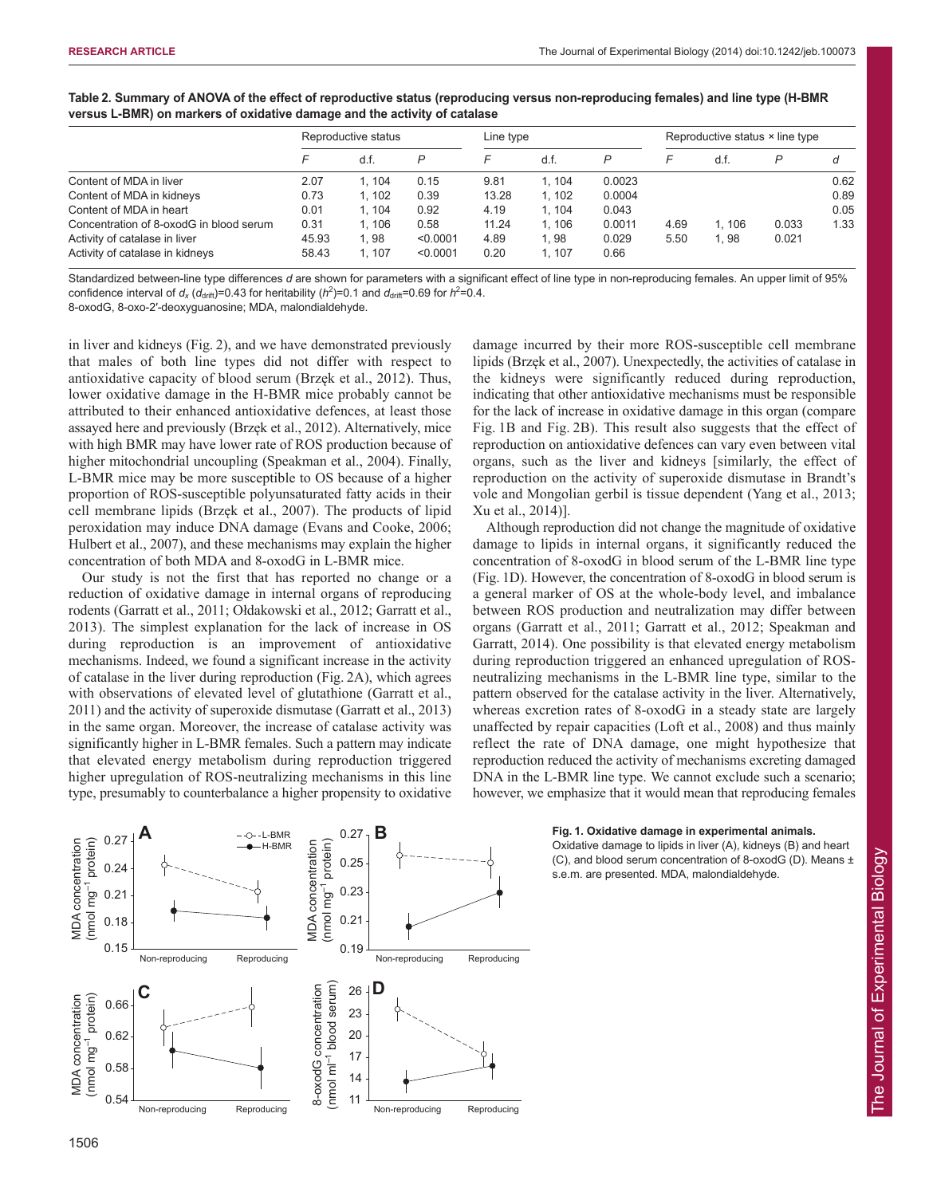**Table 2. Summary of ANOVA of the effect of reproductive status (reproducing versus non-reproducing females) and line type (H-BMR versus L-BMR) on markers of oxidative damage and the activity of catalase**

| | Reproductive status | | | Line type | | | Reproductive status × line type | | | |
|---|---|---|---|---|---|---|---|---|---|---|
| | $F$ | d.f. | $P$ | $F$ | d.f. | $P$ | $F$ | d.f. | $P$ | $d$ |
| Content of MDA in liver | 2.07 | 1, 104 | 0.15 | 9.81 | 1, 104 | 0.0023 | | | | 0.62 |
| Content of MDA in kidneys | 0.73 | 1, 102 | 0.39 | 13.28 | 1, 102 | 0.0004 | | | | 0.89 |
| Content of MDA in heart | 0.01 | 1, 104 | 0.92 | 4.19 | 1, 104 | 0.043 | | | | 0.05 |
| Concentration of 8-oxodG in blood serum | 0.31 | 1, 106 | 0.58 | 11.24 | 1, 106 | 0.0011 | 4.69 | 1, 106 | 0.033 | 1.33 |
| Activity of catalase in liver | 45.93 | 1, 98 | <0.0001 | 4.89 | 1, 98 | 0.029 | 5.50 | 1, 98 | 0.021 | |
| Activity of catalase in kidneys | 58.43 | 1, 107 | <0.0001 | 0.20 | 1, 107 | 0.66 | | | | |

Standardized between-line type differences $d$ are shown for parameters with a significant effect of line type in non-reproducing females. An upper limit of 95% confidence interval of $d_x$ ($d_{drift}$)=0.43 for heritability ($h^2$)=0.1 and $d_{drift}$=0.69 for $h^2$=0.4.
8-oxodG, 8-oxo-2′-deoxyguanosine; MDA, malondialdehyde.

in liver and kidneys (Fig. 2), and we have demonstrated previously that males of both line types did not differ with respect to antioxidative capacity of blood serum (Brzęk et al., 2012). Thus, lower oxidative damage in the H-BMR mice probably cannot be attributed to their enhanced antioxidative defences, at least those assayed here and previously (Brzęk et al., 2012). Alternatively, mice with high BMR may have lower rate of ROS production because of higher mitochondrial uncoupling (Speakman et al., 2004). Finally, L-BMR mice may be more susceptible to OS because of a higher proportion of ROS-susceptible polyunsaturated fatty acids in their cell membrane lipids (Brzęk et al., 2007). The products of lipid peroxidation may induce DNA damage (Evans and Cooke, 2006; Hulbert et al., 2007), and these mechanisms may explain the higher concentration of both MDA and 8-oxodG in L-BMR mice.

Our study is not the first that has reported no change or a reduction of oxidative damage in internal organs of reproducing rodents (Garratt et al., 2011; Ołdakowski et al., 2012; Garratt et al., 2013). The simplest explanation for the lack of increase in OS during reproduction is an improvement of antioxidative mechanisms. Indeed, we found a significant increase in the activity of catalase in the liver during reproduction (Fig. 2A), which agrees with observations of elevated level of glutathione (Garratt et al., 2011) and the activity of superoxide dismutase (Garratt et al., 2013) in the same organ. Moreover, the increase of catalase activity was significantly higher in L-BMR females. Such a pattern may indicate that elevated energy metabolism during reproduction triggered higher upregulation of ROS-neutralizing mechanisms in this line type, presumably to counterbalance a higher propensity to oxidative damage incurred by their more ROS-susceptible cell membrane lipids (Brzęk et al., 2007). Unexpectedly, the activities of catalase in the kidneys were significantly reduced during reproduction, indicating that other antioxidative mechanisms must be responsible for the lack of increase in oxidative damage in this organ (compare Fig. 1B and Fig. 2B). This result also suggests that the effect of reproduction on antioxidative defences can vary even between vital organs, such as the liver and kidneys [similarly, the effect of reproduction on the activity of superoxide dismutase in Brandt's vole and Mongolian gerbil is tissue dependent (Yang et al., 2013; Xu et al., 2014)].

Although reproduction did not change the magnitude of oxidative damage to lipids in internal organs, it significantly reduced the concentration of 8-oxodG in blood serum of the L-BMR line type (Fig. 1D). However, the concentration of 8-oxodG in blood serum is a general marker of OS at the whole-body level, and imbalance between ROS production and neutralization may differ between organs (Garratt et al., 2011; Garratt et al., 2012; Speakman and Garratt, 2014). One possibility is that elevated energy metabolism during reproduction triggered an enhanced upregulation of ROS-neutralizing mechanisms in the L-BMR line type, similar to the pattern observed for the catalase activity in the liver. Alternatively, whereas excretion rates of 8-oxodG in a steady state are largely unaffected by repair capacities (Loft et al., 2008) and thus mainly reflect the rate of DNA damage, one might hypothesize that reproduction reduced the activity of mechanisms excreting damaged DNA in the L-BMR line type. We cannot exclude such a scenario; however, we emphasize that it would mean that reproducing females

**Fig. 1. Oxidative damage in experimental animals.** Oxidative damage to lipids in liver (A), kidneys (B) and heart (C), and blood serum concentration of 8-oxodG (D). Means ± s.e.m. are presented. MDA, malondialdehyde.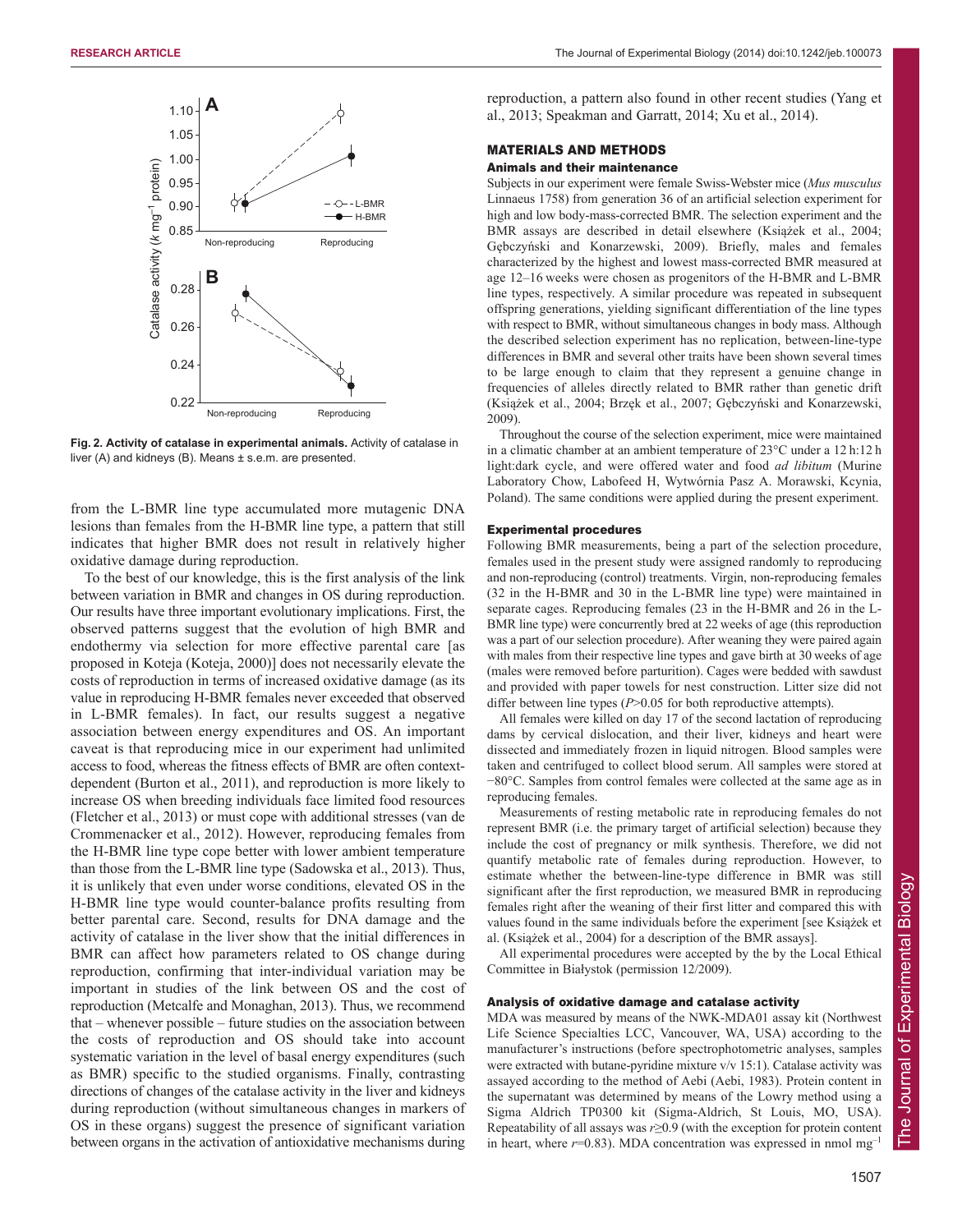A

1.10
1.05
1.00
0.95
0.90
0.85

Catalase activity ($k$ mg$^{-1}$ protein)

L-BMR
H-BMR

Non-reproducing
Reproducing

B

0.28
0.26
0.24
0.22

Non-reproducing
Reproducing

**Fig. 2. Activity of catalase in experimental animals.** Activity of catalase in liver (A) and kidneys (B). Means ± s.e.m. are presented.

from the L-BMR line type accumulated more mutagenic DNA lesions than females from the H-BMR line type, a pattern that still indicates that higher BMR does not result in relatively higher oxidative damage during reproduction.

To the best of our knowledge, this is the first analysis of the link between variation in BMR and changes in OS during reproduction. Our results have three important evolutionary implications. First, the observed patterns suggest that the evolution of high BMR and endothermy via selection for more effective parental care [as proposed in Koteja (Koteja, 2000)] does not necessarily elevate the costs of reproduction in terms of increased oxidative damage (as its value in reproducing H-BMR females never exceeded that observed in L-BMR females). In fact, our results suggest a negative association between energy expenditures and OS. An important caveat is that reproducing mice in our experiment had unlimited access to food, whereas the fitness effects of BMR are often context-dependent (Burton et al., 2011), and reproduction is more likely to increase OS when breeding individuals face limited food resources (Fletcher et al., 2013) or must cope with additional stresses (van de Crommenacker et al., 2012). However, reproducing females from the H-BMR line type cope better with lower ambient temperature than those from the L-BMR line type (Sadowska et al., 2013). Thus, it is unlikely that even under worse conditions, elevated OS in the H-BMR line type would counter-balance profits resulting from better parental care. Second, results for DNA damage and the activity of catalase in the liver show that the initial differences in BMR can affect how parameters related to OS change during reproduction, confirming that inter-individual variation may be important in studies of the link between OS and the cost of reproduction (Metcalfe and Monaghan, 2013). Thus, we recommend that – whenever possible – future studies on the association between the costs of reproduction and OS should take into account systematic variation in the level of basal energy expenditures (such as BMR) specific to the studied organisms. Finally, contrasting directions of changes of the catalase activity in the liver and kidneys during reproduction (without simultaneous changes in markers of OS in these organs) suggest the presence of significant variation between organs in the activation of antioxidative mechanisms during reproduction, a pattern also found in other recent studies (Yang et al., 2013; Speakman and Garratt, 2014; Xu et al., 2014).

## MATERIALS AND METHODS

### Animals and their maintenance

Subjects in our experiment were female Swiss-Webster mice (*Mus musculus* Linnaeus 1758) from generation 36 of an artificial selection experiment for high and low body-mass-corrected BMR. The selection experiment and the BMR assays are described in detail elsewhere (Książek et al., 2004; Gębczyński and Konarzewski, 2009). Briefly, males and females characterized by the highest and lowest mass-corrected BMR measured at age 12–16 weeks were chosen as progenitors of the H-BMR and L-BMR line types, respectively. A similar procedure was repeated in subsequent offspring generations, yielding significant differentiation of the line types with respect to BMR, without simultaneous changes in body mass. Although the described selection experiment has no replication, between-line-type differences in BMR and several other traits have been shown several times to be large enough to claim that they represent a genuine change in frequencies of alleles directly related to BMR rather than genetic drift (Książek et al., 2004; Brzęk et al., 2007; Gębczyński and Konarzewski, 2009).

Throughout the course of the selection experiment, mice were maintained in a climatic chamber at an ambient temperature of 23°C under a 12 h:12 h light:dark cycle, and were offered water and food *ad libitum* (Murine Laboratory Chow, Labofeed H, Wytwórnia Pasz A. Morawski, Kcynia, Poland). The same conditions were applied during the present experiment.

### Experimental procedures

Following BMR measurements, being a part of the selection procedure, females used in the present study were assigned randomly to reproducing and non-reproducing (control) treatments. Virgin, non-reproducing females (32 in the H-BMR and 30 in the L-BMR line type) were maintained in separate cages. Reproducing females (23 in the H-BMR and 26 in the L-BMR line type) were concurrently bred at 22 weeks of age (this reproduction was a part of our selection procedure). After weaning they were paired again with males from their respective line types and gave birth at 30 weeks of age (males were removed before parturition). Cages were bedded with sawdust and provided with paper towels for nest construction. Litter size did not differ between line types ($P$>0.05 for both reproductive attempts).

All females were killed on day 17 of the second lactation of reproducing dams by cervical dislocation, and their liver, kidneys and heart were dissected and immediately frozen in liquid nitrogen. Blood samples were taken and centrifuged to collect blood serum. All samples were stored at −80°C. Samples from control females were collected at the same age as in reproducing females.

Measurements of resting metabolic rate in reproducing females do not represent BMR (i.e. the primary target of artificial selection) because they include the cost of pregnancy or milk synthesis. Therefore, we did not quantify metabolic rate of females during reproduction. However, to estimate whether the between-line-type difference in BMR was still significant after the first reproduction, we measured BMR in reproducing females right after the weaning of their first litter and compared this with values found in the same individuals before the experiment [see Książek et al. (Książek et al., 2004) for a description of the BMR assays].

All experimental procedures were accepted by the by the Local Ethical Committee in Białystok (permission 12/2009).

### Analysis of oxidative damage and catalase activity

MDA was measured by means of the NWK-MDA01 assay kit (Northwest Life Science Specialties LCC, Vancouver, WA, USA) according to the manufacturer's instructions (before spectrophotometric analyses, samples were extracted with butane-pyridine mixture v/v 15:1). Catalase activity was assayed according to the method of Aebi (Aebi, 1983). Protein content in the supernatant was determined by means of the Lowry method using a Sigma Aldrich TP0300 kit (Sigma-Aldrich, St Louis, MO, USA). Repeatability of all assays was $r$≥0.9 (with the exception for protein content in heart, where $r$=0.83). MDA concentration was expressed in nmol mg$^{-1}$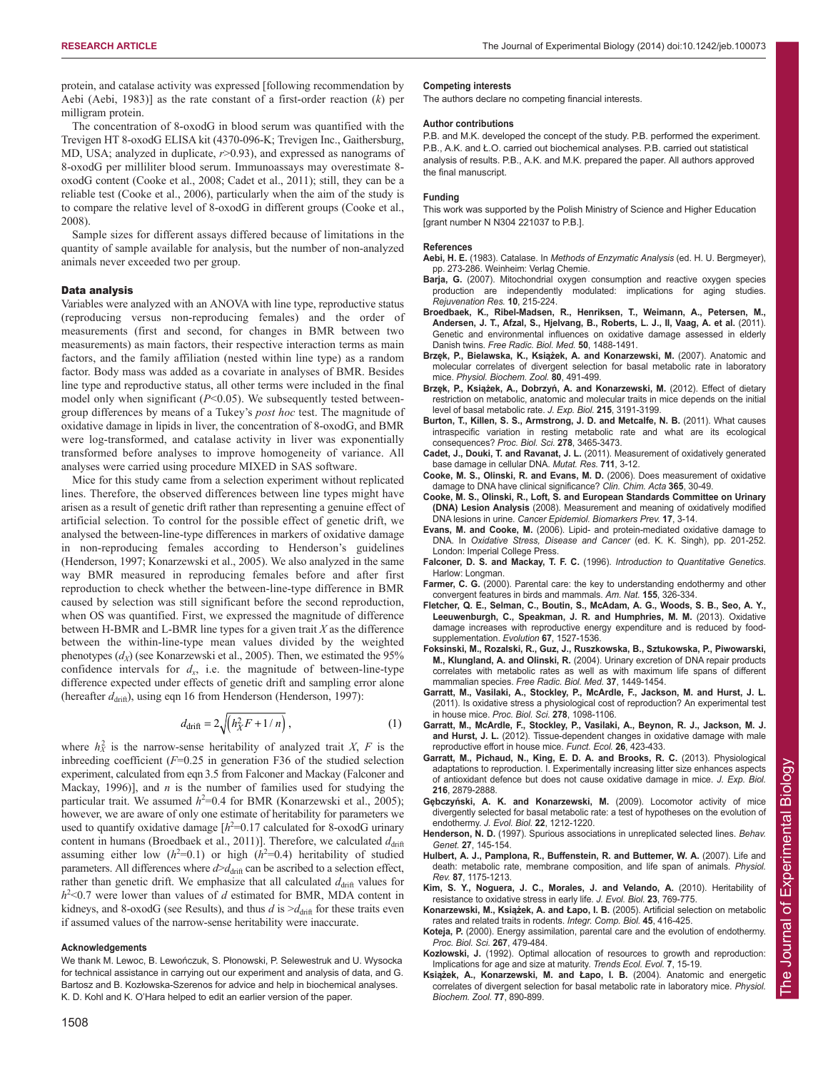protein, and catalase activity was expressed [following recommendation by Aebi (Aebi, 1983)] as the rate constant of a first-order reaction ($k$) per milligram protein.

The concentration of 8-oxodG in blood serum was quantified with the Trevigen HT 8-oxodG ELISA kit (4370-096-K; Trevigen Inc., Gaithersburg, MD, USA; analyzed in duplicate, $r$>0.93), and expressed as nanograms of 8-oxodG per milliliter blood serum. Immunoassays may overestimate 8-oxodG content (Cooke et al., 2008; Cadet et al., 2011); still, they can be a reliable test (Cooke et al., 2006), particularly when the aim of the study is to compare the relative level of 8-oxodG in different groups (Cooke et al., 2008).

Sample sizes for different assays differed because of limitations in the quantity of sample available for analysis, but the number of non-analyzed animals never exceeded two per group.

### Data analysis

Variables were analyzed with an ANOVA with line type, reproductive status (reproducing versus non-reproducing females) and the order of measurements (first and second, for changes in BMR between two measurements) as main factors, their respective interaction terms as main factors, and the family affiliation (nested within line type) as a random factor. Body mass was added as a covariate in analyses of BMR. Besides line type and reproductive status, all other terms were included in the final model only when significant ($P$<0.05). We subsequently tested between-group differences by means of a Tukey's *post hoc* test. The magnitude of oxidative damage in lipids in liver, the concentration of 8-oxodG, and BMR were log-transformed, and catalase activity in liver was exponentially transformed before analyses to improve homogeneity of variance. All analyses were carried using procedure MIXED in SAS software.

Mice for this study came from a selection experiment without replicated lines. Therefore, the observed differences between line types might have arisen as a result of genetic drift rather than representing a genuine effect of artificial selection. To control for the possible effect of genetic drift, we analysed the between-line-type differences in markers of oxidative damage in non-reproducing females according to Henderson's guidelines (Henderson, 1997; Konarzewski et al., 2005). We also analyzed in the same way BMR measured in reproducing females before and after first reproduction to check whether the between-line-type difference in BMR caused by selection was still significant before the second reproduction, when OS was quantified. First, we expressed the magnitude of difference between H-BMR and L-BMR line types for a given trait $X$ as the difference between the within-line-type mean values divided by the weighted phenotypes ($d_X$) (see Konarzewski et al., 2005). Then, we estimated the 95% confidence intervals for $d_x$, i.e. the magnitude of between-line-type difference expected under effects of genetic drift and sampling error alone (hereafter $d_{\mathrm{drift}}$), using eqn 16 from Henderson (Henderson, 1997):

$$d_{\mathrm{drift}} = 2\sqrt{\left(h_X^2 F + 1/n\right)}, \quad (1)$$

where $h_X^2$ is the narrow-sense heritability of analyzed trait $X$, $F$ is the inbreeding coefficient ($F$=0.25 in generation F36 of the studied selection experiment, calculated from eqn 3.5 from Falconer and Mackay (Falconer and Mackay, 1996)], and $n$ is the number of families used for studying the particular trait. We assumed $h^2$=0.4 for BMR (Konarzewski et al., 2005); however, we are aware of only one estimate of heritability for parameters we used to quantify oxidative damage [$h^2$=0.17 calculated for 8-oxodG urinary content in humans (Broedbaek et al., 2011)]. Therefore, we calculated $d_{\mathrm{drift}}$ assuming either low ($h^2$=0.1) or high ($h^2$=0.4) heritability of studied parameters. All differences where $d$>$d_{\mathrm{drift}}$ can be ascribed to a selection effect, rather than genetic drift. We emphasize that all calculated $d_{\mathrm{drift}}$ values for $h^2$<0.7 were lower than values of $d$ estimated for BMR, MDA content in kidneys, and 8-oxodG (see Results), and thus $d$ is >$d_{\mathrm{drift}}$ for these traits even if assumed values of the narrow-sense heritability were inaccurate.

#### Acknowledgements

We thank M. Lewoc, B. Lewończuk, S. Płonowski, P. Selewestruk and U. Wysocka for technical assistance in carrying out our experiment and analysis of data, and G. Bartosz and B. Kozłowska-Szerenos for advice and help in biochemical analyses. K. D. Kohl and K. O'Hara helped to edit an earlier version of the paper.

#### Competing interests

The authors declare no competing financial interests.

#### Author contributions

P.B. and M.K. developed the concept of the study. P.B. performed the experiment. P.B., A.K. and Ł.O. carried out biochemical analyses. P.B. carried out statistical analysis of results. P.B., A.K. and M.K. prepared the paper. All authors approved the final manuscript.

#### Funding

This work was supported by the Polish Ministry of Science and Higher Education [grant number N N304 221037 to P.B.].

#### References

**Aebi, H. E.** (1983). Catalase. In *Methods of Enzymatic Analysis* (ed. H. U. Bergmeyer), pp. 273-286. Weinheim: Verlag Chemie.

**Barja, G.** (2007). Mitochondrial oxygen consumption and reactive oxygen species production are independently modulated: implications for aging studies. *Rejuvenation Res.* **10**, 215-224.

**Broedbaek, K., Ribel-Madsen, R., Henriksen, T., Weimann, A., Petersen, M., Andersen, J. T., Afzal, S., Hjelvang, B., Roberts, L. J., II, Vaag, A. et al.** (2011). Genetic and environmental influences on oxidative damage assessed in elderly Danish twins. *Free Radic. Biol. Med.* **50**, 1488-1491.

**Brzęk, P., Bielawska, K., Książek, A. and Konarzewski, M.** (2007). Anatomic and molecular correlates of divergent selection for basal metabolic rate in laboratory mice. *Physiol. Biochem. Zool.* **80**, 491-499.

**Brzęk, P., Książek, A., Dobrzyń, A. and Konarzewski, M.** (2012). Effect of dietary restriction on metabolic, anatomic and molecular traits in mice depends on the initial level of basal metabolic rate. *J. Exp. Biol.* **215**, 3191-3199.

**Burton, T., Killen, S. S., Armstrong, J. D. and Metcalfe, N. B.** (2011). What causes intraspecific variation in resting metabolic rate and what are its ecological consequences? *Proc. Biol. Sci.* **278**, 3465-3473.

**Cadet, J., Douki, T. and Ravanat, J. L.** (2011). Measurement of oxidatively generated base damage in cellular DNA. *Mutat. Res.* **711**, 3-12.

**Cooke, M. S., Olinski, R. and Evans, M. D.** (2006). Does measurement of oxidative damage to DNA have clinical significance? *Clin. Chim. Acta* **365**, 30-49.

**Cooke, M. S., Olinski, R., Loft, S. and European Standards Committee on Urinary (DNA) Lesion Analysis** (2008). Measurement and meaning of oxidatively modified DNA lesions in urine. *Cancer Epidemiol. Biomarkers Prev.* **17**, 3-14.

**Evans, M. and Cooke, M.** (2006). Lipid- and protein-mediated oxidative damage to DNA. In *Oxidative Stress, Disease and Cancer* (ed. K. K. Singh), pp. 201-252. London: Imperial College Press.

**Falconer, D. S. and Mackay, T. F. C.** (1996). *Introduction to Quantitative Genetics*. Harlow: Longman.

**Farmer, C. G.** (2000). Parental care: the key to understanding endothermy and other convergent features in birds and mammals. *Am. Nat.* **155**, 326-334.

**Fletcher, Q. E., Selman, C., Boutin, S., McAdam, A. G., Woods, S. B., Seo, A. Y., Leeuwenburgh, C., Speakman, J. R. and Humphries, M. M.** (2013). Oxidative damage increases with reproductive energy expenditure and is reduced by food-supplementation. *Evolution* **67**, 1527-1536.

**Foksinski, M., Rozalski, R., Guz, J., Ruszkowska, B., Sztukowska, P., Piwowarski, M., Klungland, A. and Olinski, R.** (2004). Urinary excretion of DNA repair products correlates with metabolic rates as well as with maximum life spans of different mammalian species. *Free Radic. Biol. Med.* **37**, 1449-1454.

**Garratt, M., Vasilaki, A., Stockley, P., McArdle, F., Jackson, M. and Hurst, J. L.** (2011). Is oxidative stress a physiological cost of reproduction? An experimental test in house mice. *Proc. Biol. Sci.* **278**, 1098-1106.

**Garratt, M., McArdle, F., Stockley, P., Vasilaki, A., Beynon, R. J., Jackson, M. J. and Hurst, J. L.** (2012). Tissue-dependent changes in oxidative damage with male reproductive effort in house mice. *Funct. Ecol.* **26**, 423-433.

**Garratt, M., Pichaud, N., King, E. D. A. and Brooks, R. C.** (2013). Physiological adaptations to reproduction. I. Experimentally increasing litter size enhances aspects of antioxidant defence but does not cause oxidative damage in mice. *J. Exp. Biol.* **216**, 2879-2888.

**Gębczyński, A. K. and Konarzewski, M.** (2009). Locomotor activity of mice divergently selected for basal metabolic rate: a test of hypotheses on the evolution of endothermy. *J. Evol. Biol.* **22**, 1212-1220.

**Henderson, N. D.** (1997). Spurious associations in unreplicated selected lines. *Behav. Genet.* **27**, 145-154.

**Hulbert, A. J., Pamplona, R., Buffenstein, R. and Buttemer, W. A.** (2007). Life and death: metabolic rate, membrane composition, and life span of animals. *Physiol. Rev.* **87**, 1175-1213.

**Kim, S. Y., Noguera, J. C., Morales, J. and Velando, A.** (2010). Heritability of resistance to oxidative stress in early life. *J. Evol. Biol.* **23**, 769-775.

**Konarzewski, M., Książek, A. and Łapo, I. B.** (2005). Artificial selection on metabolic rates and related traits in rodents. *Integr. Comp. Biol.* **45**, 416-425.

**Koteja, P.** (2000). Energy assimilation, parental care and the evolution of endothermy. *Proc. Biol. Sci.* **267**, 479-484.

**Kozłowski, J.** (1992). Optimal allocation of resources to growth and reproduction: Implications for age and size at maturity. *Trends Ecol. Evol.* **7**, 15-19.

**Książek, A., Konarzewski, M. and Łapo, I. B.** (2004). Anatomic and energetic correlates of divergent selection for basal metabolic rate in laboratory mice. *Physiol. Biochem. Zool.* **77**, 890-899.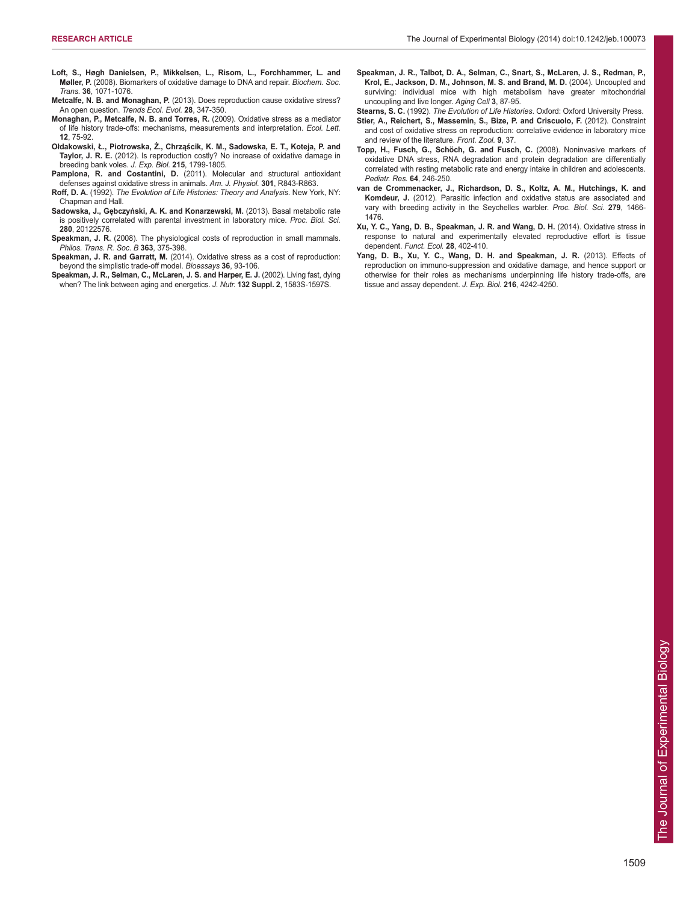**Loft, S., Høgh Danielsen, P., Mikkelsen, L., Risom, L., Forchhammer, L. and Møller, P.** (2008). Biomarkers of oxidative damage to DNA and repair. *Biochem. Soc. Trans.* **36**, 1071-1076.

**Metcalfe, N. B. and Monaghan, P.** (2013). Does reproduction cause oxidative stress? An open question. *Trends Ecol. Evol.* **28**, 347-350.

**Monaghan, P., Metcalfe, N. B. and Torres, R.** (2009). Oxidative stress as a mediator of life history trade-offs: mechanisms, measurements and interpretation. *Ecol. Lett.* **12**, 75-92.

**Ołdakowski, Ł., Piotrowska, Ż., Chrząścik, K. M., Sadowska, E. T., Koteja, P. and Taylor, J. R. E.** (2012). Is reproduction costly? No increase of oxidative damage in breeding bank voles. *J. Exp. Biol.* **215**, 1799-1805.

**Pamplona, R. and Costantini, D.** (2011). Molecular and structural antioxidant defenses against oxidative stress in animals. *Am. J. Physiol.* **301**, R843-R863.

**Roff, D. A.** (1992). *The Evolution of Life Histories: Theory and Analysis*. New York, NY: Chapman and Hall.

**Sadowska, J., Gębczyński, A. K. and Konarzewski, M.** (2013). Basal metabolic rate is positively correlated with parental investment in laboratory mice. *Proc. Biol. Sci.* **280**, 20122576.

**Speakman, J. R.** (2008). The physiological costs of reproduction in small mammals. *Philos. Trans. R. Soc. B* **363**, 375-398.

**Speakman, J. R. and Garratt, M.** (2014). Oxidative stress as a cost of reproduction: beyond the simplistic trade-off model. *Bioessays* **36**, 93-106.

**Speakman, J. R., Selman, C., McLaren, J. S. and Harper, E. J.** (2002). Living fast, dying when? The link between aging and energetics. *J. Nutr.* **132 Suppl. 2**, 1583S-1597S.

**Speakman, J. R., Talbot, D. A., Selman, C., Snart, S., McLaren, J. S., Redman, P., Krol, E., Jackson, D. M., Johnson, M. S. and Brand, M. D.** (2004). Uncoupled and surviving: individual mice with high metabolism have greater mitochondrial uncoupling and live longer. *Aging Cell* **3**, 87-95.

**Stearns, S. C.** (1992). *The Evolution of Life Histories*. Oxford: Oxford University Press.

**Stier, A., Reichert, S., Massemin, S., Bize, P. and Criscuolo, F.** (2012). Constraint and cost of oxidative stress on reproduction: correlative evidence in laboratory mice and review of the literature. *Front. Zool.* **9**, 37.

**Topp, H., Fusch, G., Schöch, G. and Fusch, C.** (2008). Noninvasive markers of oxidative DNA stress, RNA degradation and protein degradation are differentially correlated with resting metabolic rate and energy intake in children and adolescents. *Pediatr. Res.* **64**, 246-250.

**van de Crommenacker, J., Richardson, D. S., Koltz, A. M., Hutchings, K. and Komdeur, J.** (2012). Parasitic infection and oxidative status are associated and vary with breeding activity in the Seychelles warbler. *Proc. Biol. Sci.* **279**, 1466-1476.

**Xu, Y. C., Yang, D. B., Speakman, J. R. and Wang, D. H.** (2014). Oxidative stress in response to natural and experimentally elevated reproductive effort is tissue dependent. *Funct. Ecol.* **28**, 402-410.

**Yang, D. B., Xu, Y. C., Wang, D. H. and Speakman, J. R.** (2013). Effects of reproduction on immuno-suppression and oxidative damage, and hence support or otherwise for their roles as mechanisms underpinning life history trade-offs, are tissue and assay dependent. *J. Exp. Biol.* **216**, 4242-4250.